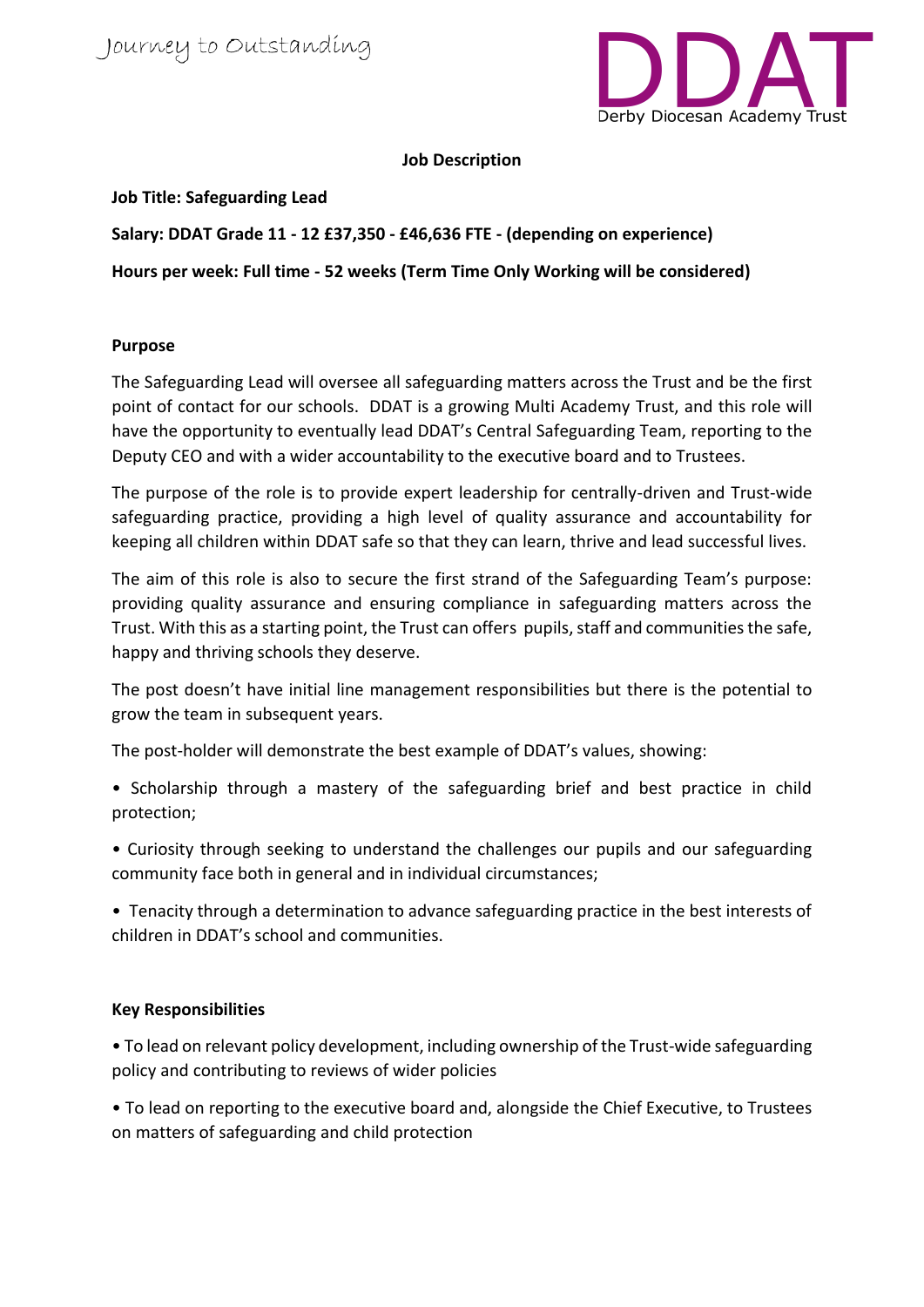Journey to Outstanding

DDAT
Derby Diocesan Academy Trust

**Job Description**

**Job Title: Safeguarding Lead**

**Salary: DDAT Grade 11 - 12 £37,350 - £46,636 FTE - (depending on experience)**

**Hours per week: Full time - 52 weeks (Term Time Only Working will be considered)**

**Purpose**

The Safeguarding Lead will oversee all safeguarding matters across the Trust and be the first point of contact for our schools. DDAT is a growing Multi Academy Trust, and this role will have the opportunity to eventually lead DDAT's Central Safeguarding Team, reporting to the Deputy CEO and with a wider accountability to the executive board and to Trustees.

The purpose of the role is to provide expert leadership for centrally-driven and Trust-wide safeguarding practice, providing a high level of quality assurance and accountability for keeping all children within DDAT safe so that they can learn, thrive and lead successful lives.

The aim of this role is also to secure the first strand of the Safeguarding Team's purpose: providing quality assurance and ensuring compliance in safeguarding matters across the Trust. With this as a starting point, the Trust can offers pupils, staff and communities the safe, happy and thriving schools they deserve.

The post doesn't have initial line management responsibilities but there is the potential to grow the team in subsequent years.

The post-holder will demonstrate the best example of DDAT's values, showing:

• Scholarship through a mastery of the safeguarding brief and best practice in child protection;

• Curiosity through seeking to understand the challenges our pupils and our safeguarding community face both in general and in individual circumstances;

• Tenacity through a determination to advance safeguarding practice in the best interests of children in DDAT's school and communities.

**Key Responsibilities**

• To lead on relevant policy development, including ownership of the Trust-wide safeguarding policy and contributing to reviews of wider policies

• To lead on reporting to the executive board and, alongside the Chief Executive, to Trustees on matters of safeguarding and child protection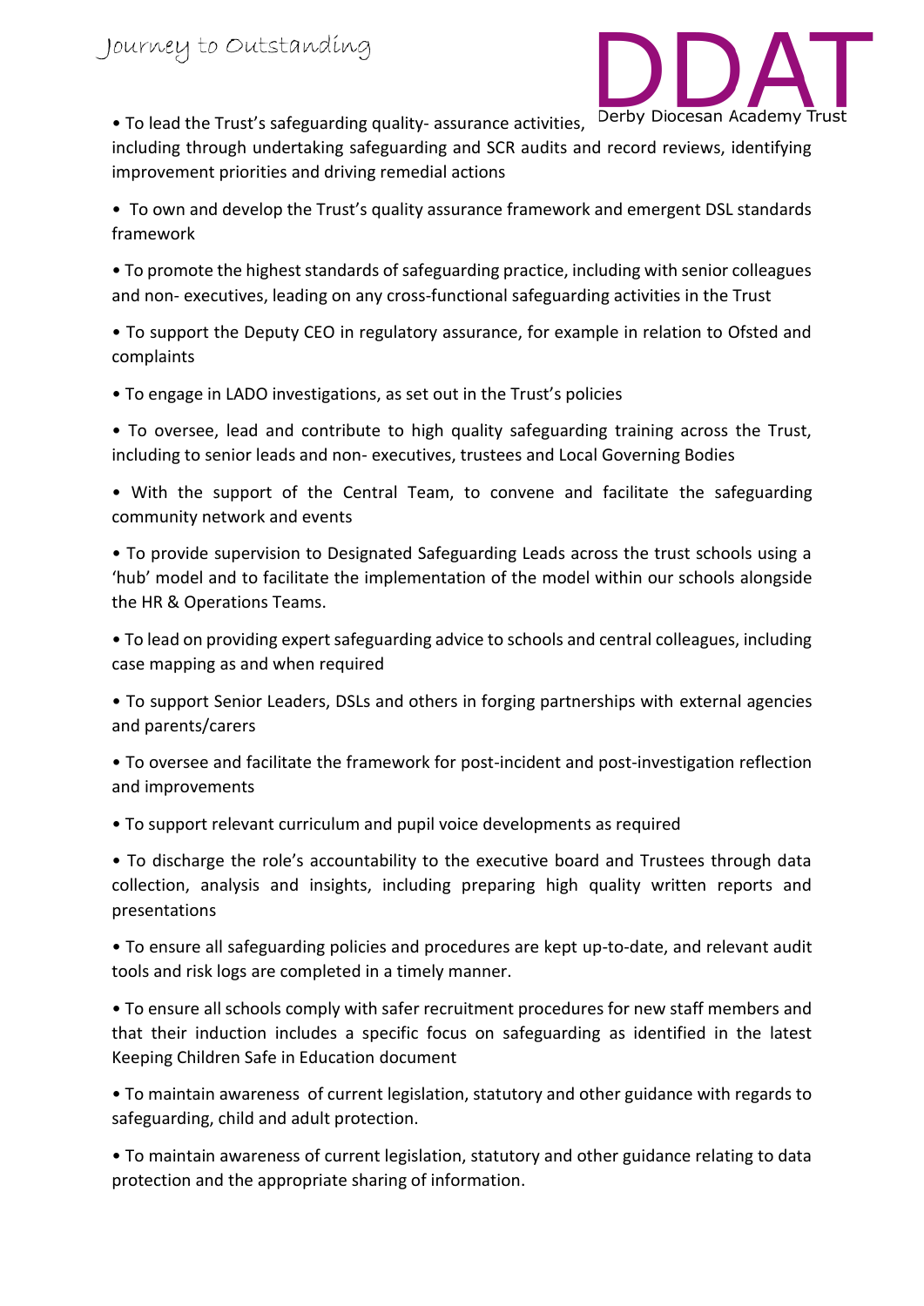- To lead the Trust's safeguarding quality- assurance activities, including through undertaking safeguarding and SCR audits and record reviews, identifying improvement priorities and driving remedial actions
- To own and develop the Trust's quality assurance framework and emergent DSL standards framework
- To promote the highest standards of safeguarding practice, including with senior colleagues and non- executives, leading on any cross-functional safeguarding activities in the Trust
- To support the Deputy CEO in regulatory assurance, for example in relation to Ofsted and complaints
- To engage in LADO investigations, as set out in the Trust's policies
- To oversee, lead and contribute to high quality safeguarding training across the Trust, including to senior leads and non- executives, trustees and Local Governing Bodies
- With the support of the Central Team, to convene and facilitate the safeguarding community network and events
- To provide supervision to Designated Safeguarding Leads across the trust schools using a 'hub' model and to facilitate the implementation of the model within our schools alongside the HR & Operations Teams.
- To lead on providing expert safeguarding advice to schools and central colleagues, including case mapping as and when required
- To support Senior Leaders, DSLs and others in forging partnerships with external agencies and parents/carers
- To oversee and facilitate the framework for post-incident and post-investigation reflection and improvements
- To support relevant curriculum and pupil voice developments as required
- To discharge the role's accountability to the executive board and Trustees through data collection, analysis and insights, including preparing high quality written reports and presentations
- To ensure all safeguarding policies and procedures are kept up-to-date, and relevant audit tools and risk logs are completed in a timely manner.
- To ensure all schools comply with safer recruitment procedures for new staff members and that their induction includes a specific focus on safeguarding as identified in the latest Keeping Children Safe in Education document
- To maintain awareness of current legislation, statutory and other guidance with regards to safeguarding, child and adult protection.
- To maintain awareness of current legislation, statutory and other guidance relating to data protection and the appropriate sharing of information.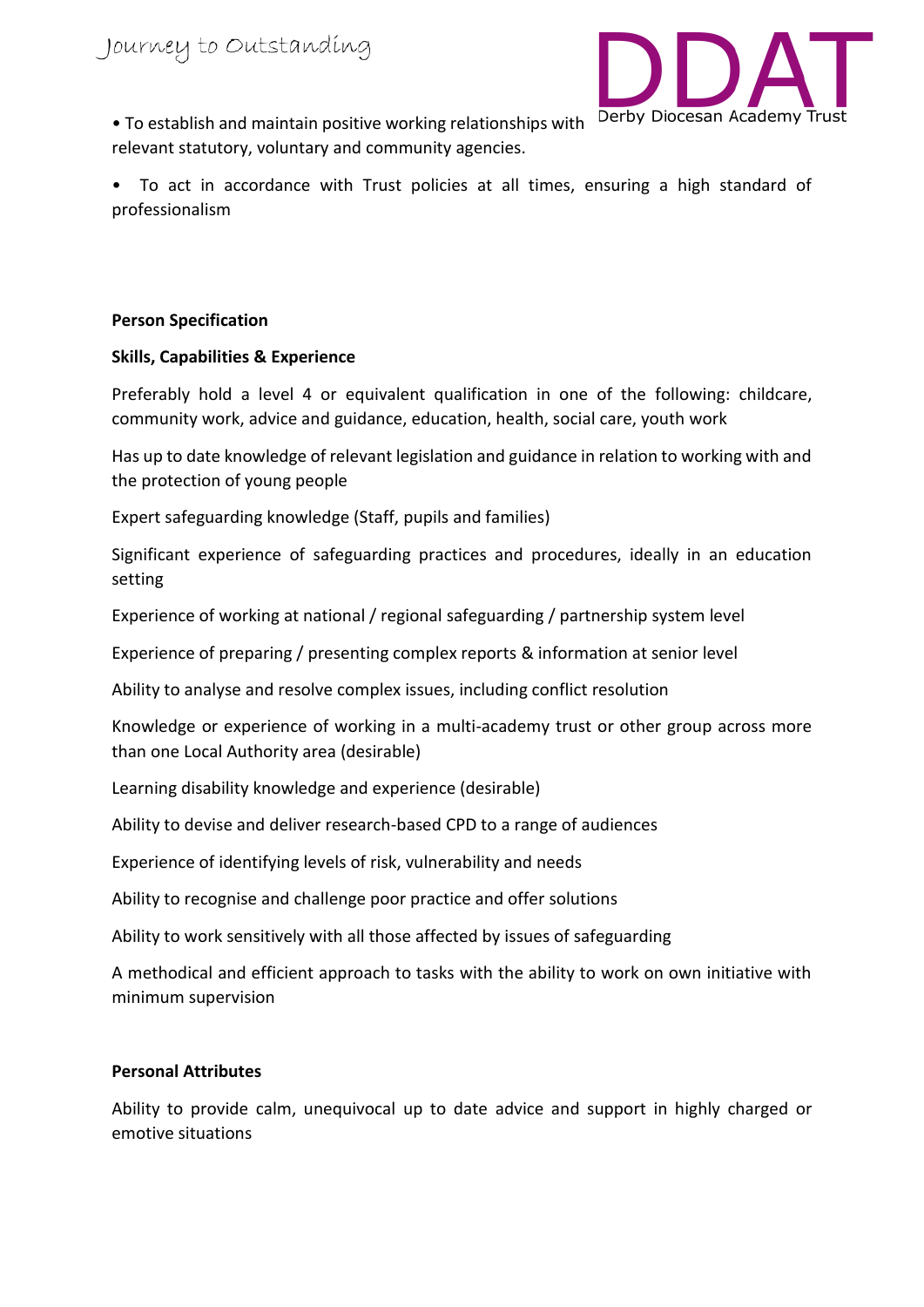- To establish and maintain positive working relationships with relevant statutory, voluntary and community agencies.
- To act in accordance with Trust policies at all times, ensuring a high standard of professionalism

**Person Specification**

**Skills, Capabilities & Experience**

Preferably hold a level 4 or equivalent qualification in one of the following: childcare, community work, advice and guidance, education, health, social care, youth work

Has up to date knowledge of relevant legislation and guidance in relation to working with and the protection of young people

Expert safeguarding knowledge (Staff, pupils and families)

Significant experience of safeguarding practices and procedures, ideally in an education setting

Experience of working at national / regional safeguarding / partnership system level

Experience of preparing / presenting complex reports & information at senior level

Ability to analyse and resolve complex issues, including conflict resolution

Knowledge or experience of working in a multi-academy trust or other group across more than one Local Authority area (desirable)

Learning disability knowledge and experience (desirable)

Ability to devise and deliver research-based CPD to a range of audiences

Experience of identifying levels of risk, vulnerability and needs

Ability to recognise and challenge poor practice and offer solutions

Ability to work sensitively with all those affected by issues of safeguarding

A methodical and efficient approach to tasks with the ability to work on own initiative with minimum supervision

**Personal Attributes**

Ability to provide calm, unequivocal up to date advice and support in highly charged or emotive situations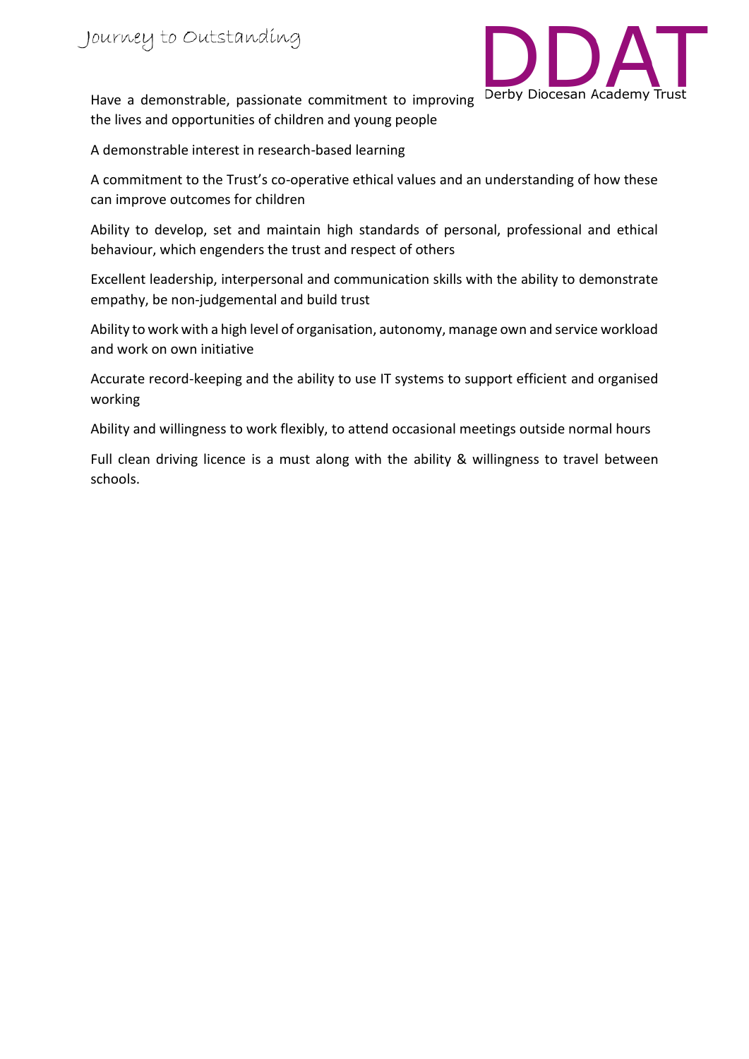Have a demonstrable, passionate commitment to improving the lives and opportunities of children and young people

A demonstrable interest in research-based learning

A commitment to the Trust's co-operative ethical values and an understanding of how these can improve outcomes for children

Ability to develop, set and maintain high standards of personal, professional and ethical behaviour, which engenders the trust and respect of others

Excellent leadership, interpersonal and communication skills with the ability to demonstrate empathy, be non-judgemental and build trust

Ability to work with a high level of organisation, autonomy, manage own and service workload and work on own initiative

Accurate record-keeping and the ability to use IT systems to support efficient and organised working

Ability and willingness to work flexibly, to attend occasional meetings outside normal hours

Full clean driving licence is a must along with the ability & willingness to travel between schools.